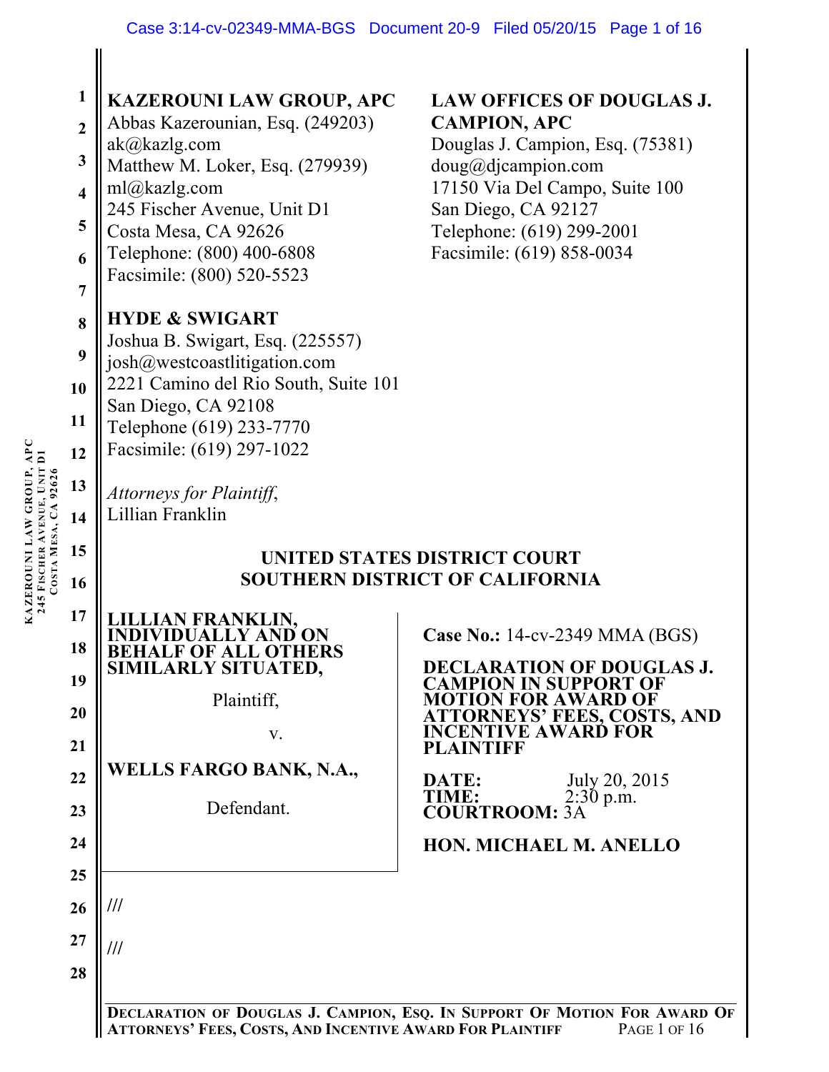**KAZEROUNI LAW GROUP, APC**
Abbas Kazerounian, Esq. (249203)
ak@kazlg.com
Matthew M. Loker, Esq. (279939)
ml@kazlg.com
245 Fischer Avenue, Unit D1
Costa Mesa, CA 92626
Telephone: (800) 400-6808
Facsimile: (800) 520-5523

**LAW OFFICES OF DOUGLAS J. CAMPION, APC**
Douglas J. Campion, Esq. (75381)
doug@djcampion.com
17150 Via Del Campo, Suite 100
San Diego, CA 92127
Telephone: (619) 299-2001
Facsimile: (619) 858-0034

**HYDE & SWIGART**
Joshua B. Swigart, Esq. (225557)
josh@westcoastlitigation.com
2221 Camino del Rio South, Suite 101
San Diego, CA 92108
Telephone (619) 233-7770
Facsimile: (619) 297-1022

*Attorneys for Plaintiff*,
Lillian Franklin

**UNITED STATES DISTRICT COURT**
**SOUTHERN DISTRICT OF CALIFORNIA**

**LILLIAN FRANKLIN, INDIVIDUALLY AND ON BEHALF OF ALL OTHERS SIMILARLY SITUATED,**

Plaintiff,

v.

**WELLS FARGO BANK, N.A.,**

Defendant.

**Case No.:** 14-cv-2349 MMA (BGS)

**DECLARATION OF DOUGLAS J. CAMPION IN SUPPORT OF MOTION FOR AWARD OF ATTORNEYS' FEES, COSTS, AND INCENTIVE AWARD FOR PLAINTIFF**

**DATE:** July 20, 2015
**TIME:** 2:30 p.m.
**COURTROOM:** 3A

**HON. MICHAEL M. ANELLO**

///

///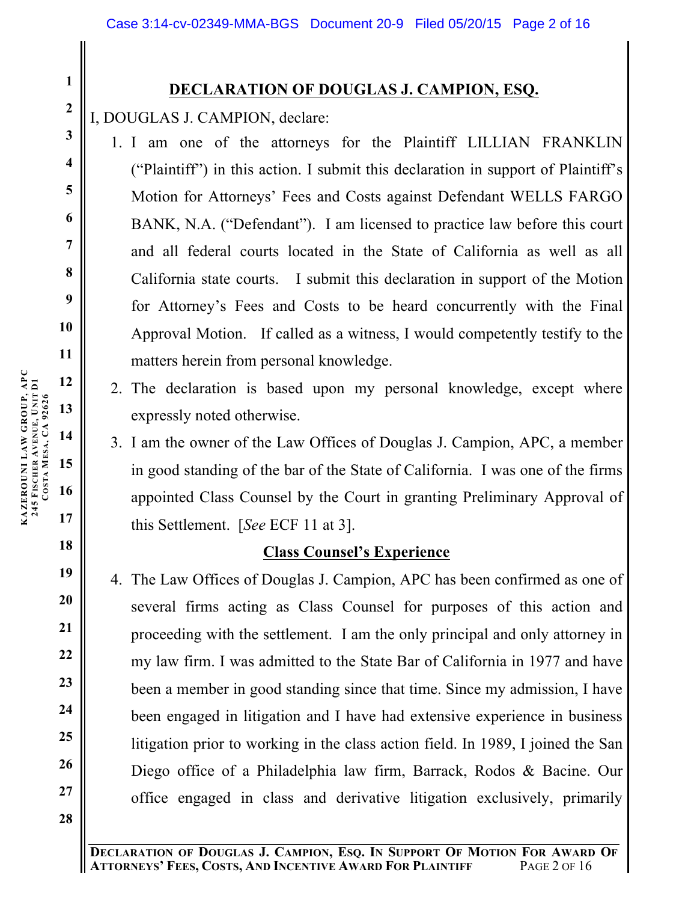# DECLARATION OF DOUGLAS J. CAMPION, ESQ.

I, DOUGLAS J. CAMPION, declare:

1. I am one of the attorneys for the Plaintiff LILLIAN FRANKLIN ("Plaintiff") in this action. I submit this declaration in support of Plaintiff's Motion for Attorneys' Fees and Costs against Defendant WELLS FARGO BANK, N.A. ("Defendant"). I am licensed to practice law before this court and all federal courts located in the State of California as well as all California state courts. I submit this declaration in support of the Motion for Attorney's Fees and Costs to be heard concurrently with the Final Approval Motion. If called as a witness, I would competently testify to the matters herein from personal knowledge.
2. The declaration is based upon my personal knowledge, except where expressly noted otherwise.
3. I am the owner of the Law Offices of Douglas J. Campion, APC, a member in good standing of the bar of the State of California. I was one of the firms appointed Class Counsel by the Court in granting Preliminary Approval of this Settlement. [*See* ECF 11 at 3].

## Class Counsel's Experience

4. The Law Offices of Douglas J. Campion, APC has been confirmed as one of several firms acting as Class Counsel for purposes of this action and proceeding with the settlement. I am the only principal and only attorney in my law firm. I was admitted to the State Bar of California in 1977 and have been a member in good standing since that time. Since my admission, I have been engaged in litigation and I have had extensive experience in business litigation prior to working in the class action field. In 1989, I joined the San Diego office of a Philadelphia law firm, Barrack, Rodos & Bacine. Our office engaged in class and derivative litigation exclusively, primarily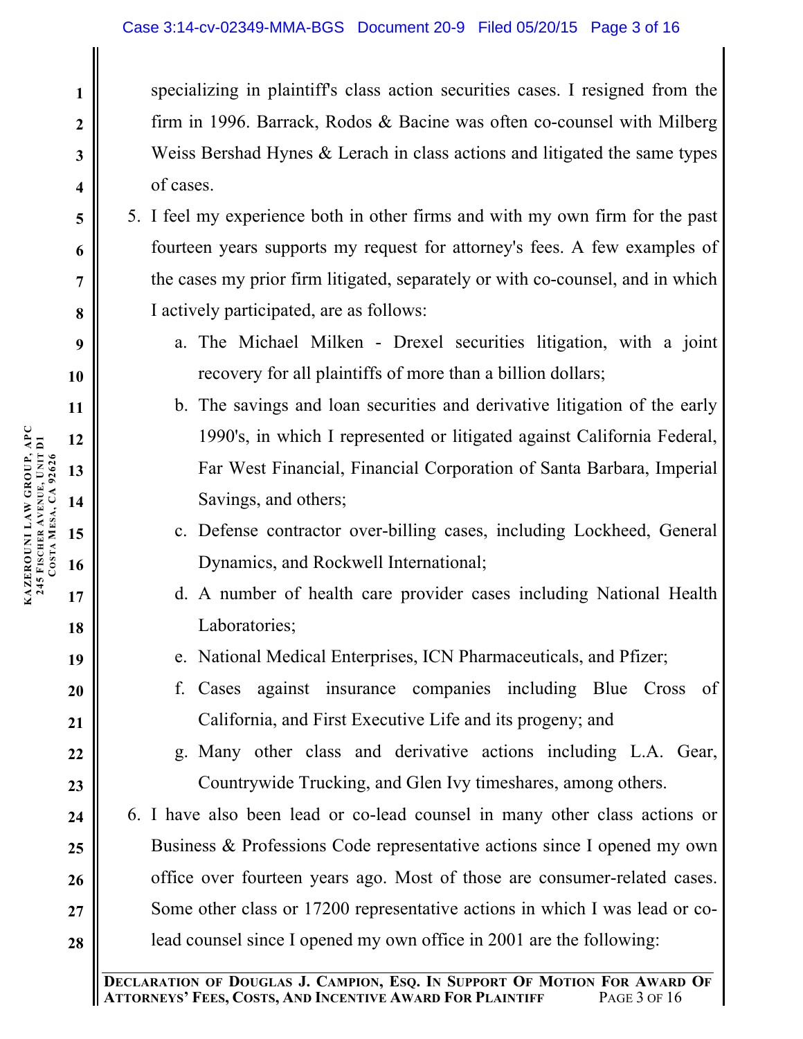specializing in plaintiff's class action securities cases. I resigned from the firm in 1996. Barrack, Rodos & Bacine was often co-counsel with Milberg Weiss Bershad Hynes & Lerach in class actions and litigated the same types of cases.

5. I feel my experience both in other firms and with my own firm for the past fourteen years supports my request for attorney's fees. A few examples of the cases my prior firm litigated, separately or with co-counsel, and in which I actively participated, are as follows:

   a. The Michael Milken - Drexel securities litigation, with a joint recovery for all plaintiffs of more than a billion dollars;

   b. The savings and loan securities and derivative litigation of the early 1990's, in which I represented or litigated against California Federal, Far West Financial, Financial Corporation of Santa Barbara, Imperial Savings, and others;

   c. Defense contractor over-billing cases, including Lockheed, General Dynamics, and Rockwell International;

   d. A number of health care provider cases including National Health Laboratories;

   e. National Medical Enterprises, ICN Pharmaceuticals, and Pfizer;

   f. Cases against insurance companies including Blue Cross of California, and First Executive Life and its progeny; and

   g. Many other class and derivative actions including L.A. Gear, Countrywide Trucking, and Glen Ivy timeshares, among others.

6. I have also been lead or co-lead counsel in many other class actions or Business & Professions Code representative actions since I opened my own office over fourteen years ago. Most of those are consumer-related cases. Some other class or 17200 representative actions in which I was lead or co-lead counsel since I opened my own office in 2001 are the following: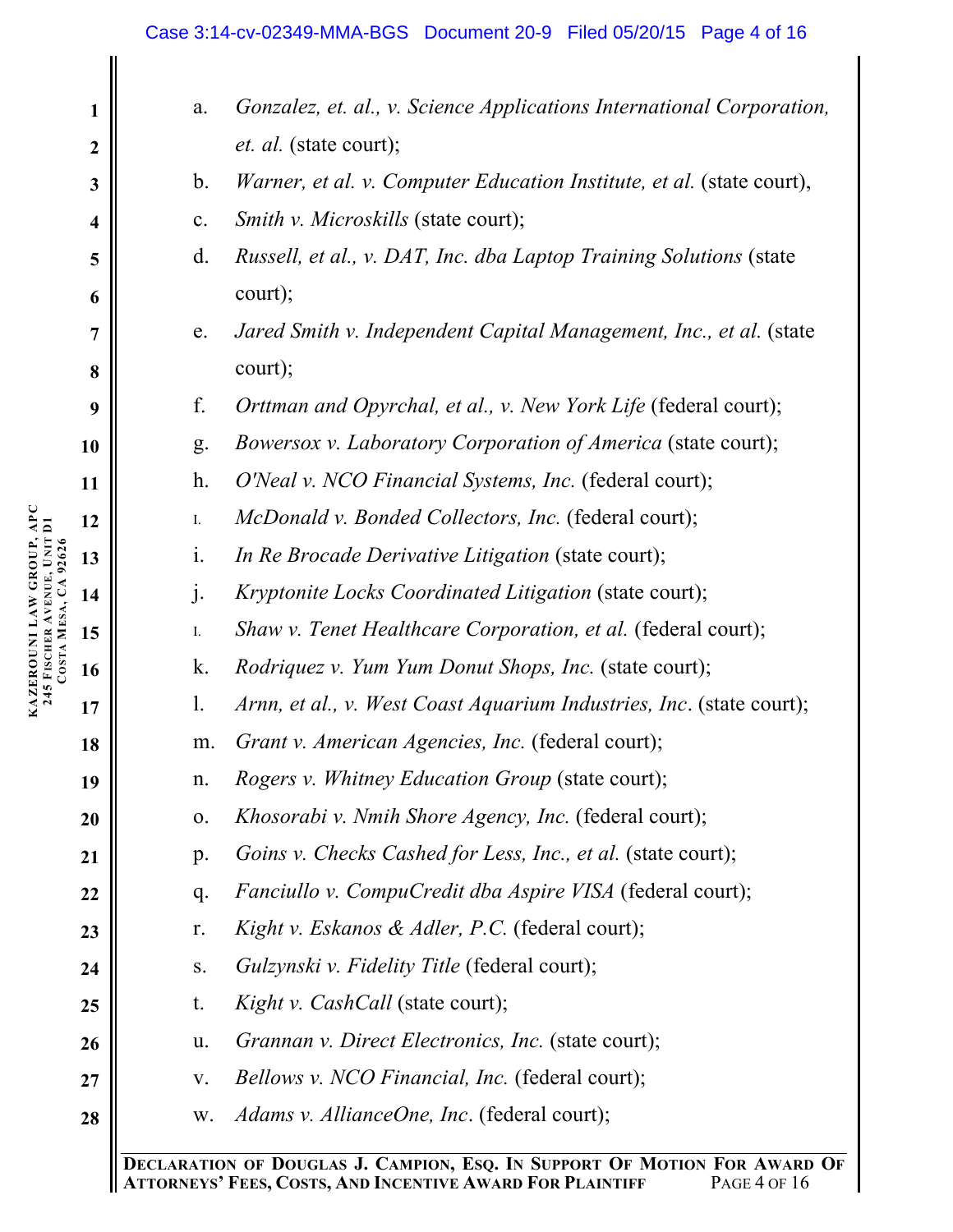a. *Gonzalez, et. al., v. Science Applications International Corporation, et. al.* (state court);

b. *Warner, et al. v. Computer Education Institute, et al.* (state court),

c. *Smith v. Microskills* (state court);

d. *Russell, et al., v. DAT, Inc. dba Laptop Training Solutions* (state court);

e. *Jared Smith v. Independent Capital Management, Inc., et al.* (state court);

f. *Orttman and Opyrchal, et al., v. New York Life* (federal court);

g. *Bowersox v. Laboratory Corporation of America* (state court);

h. *O'Neal v. NCO Financial Systems, Inc.* (federal court);

I. *McDonald v. Bonded Collectors, Inc.* (federal court);

i. *In Re Brocade Derivative Litigation* (state court);

j. *Kryptonite Locks Coordinated Litigation* (state court);

I. *Shaw v. Tenet Healthcare Corporation, et al.* (federal court);

k. *Rodriquez v. Yum Yum Donut Shops, Inc.* (state court);

l. *Arnn, et al., v. West Coast Aquarium Industries, Inc*. (state court);

m. *Grant v. American Agencies, Inc.* (federal court);

n. *Rogers v. Whitney Education Group* (state court);

o. *Khosorabi v. Nmih Shore Agency, Inc.* (federal court);

p. *Goins v. Checks Cashed for Less, Inc., et al.* (state court);

q. *Fanciullo v. CompuCredit dba Aspire VISA* (federal court);

r. *Kight v. Eskanos & Adler, P.C.* (federal court);

s. *Gulzynski v. Fidelity Title* (federal court);

t. *Kight v. CashCall* (state court);

u. *Grannan v. Direct Electronics, Inc.* (state court);

v. *Bellows v. NCO Financial, Inc.* (federal court);

w. *Adams v. AllianceOne, Inc*. (federal court);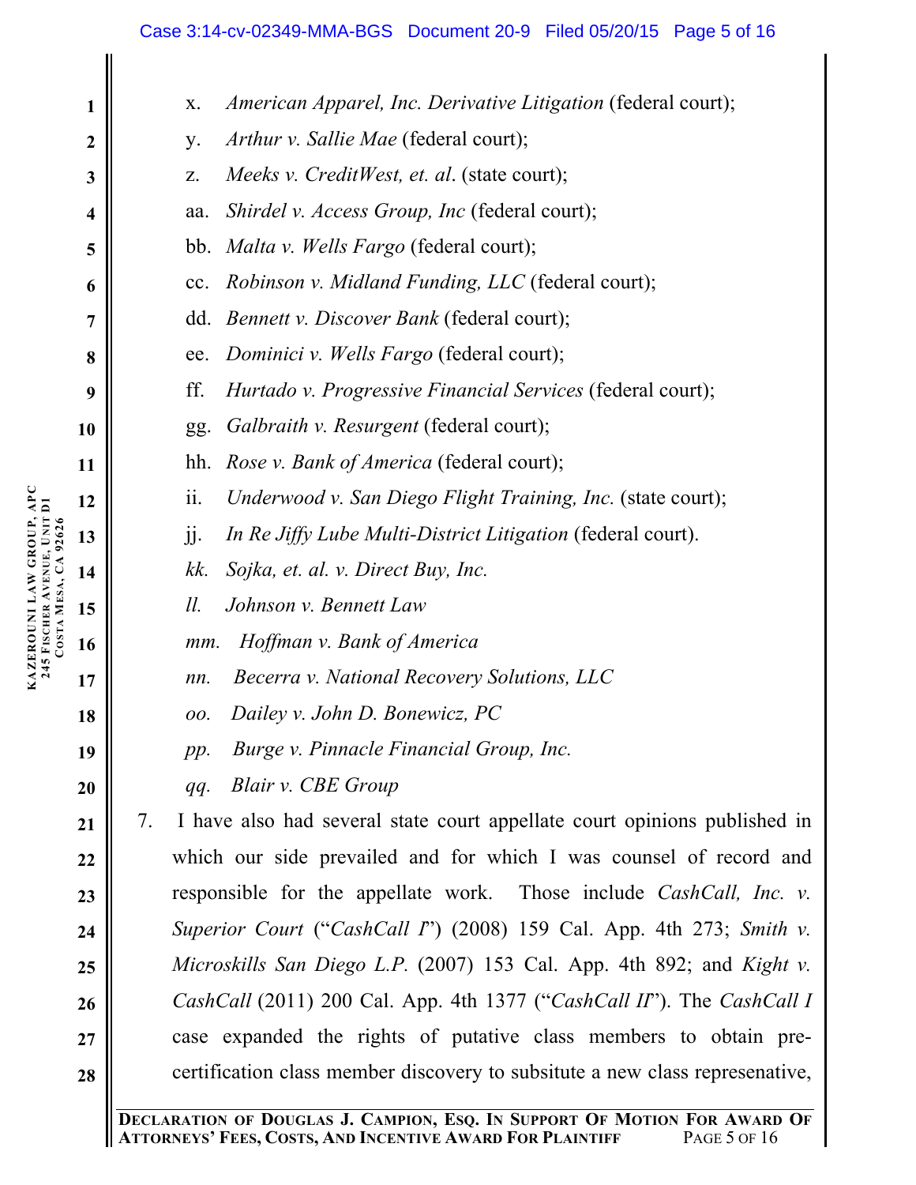x. *American Apparel, Inc. Derivative Litigation* (federal court);

y. *Arthur v. Sallie Mae* (federal court);

z. *Meeks v. CreditWest, et. al*. (state court);

aa. *Shirdel v. Access Group, Inc* (federal court);

bb. *Malta v. Wells Fargo* (federal court);

cc. *Robinson v. Midland Funding, LLC* (federal court);

dd. *Bennett v. Discover Bank* (federal court);

ee. *Dominici v. Wells Fargo* (federal court);

ff. *Hurtado v. Progressive Financial Services* (federal court);

gg. *Galbraith v. Resurgent* (federal court);

hh. *Rose v. Bank of America* (federal court);

ii. *Underwood v. San Diego Flight Training, Inc.* (state court);

jj. *In Re Jiffy Lube Multi-District Litigation* (federal court).

*kk. Sojka, et. al. v. Direct Buy, Inc.*

*ll. Johnson v. Bennett Law*

*mm. Hoffman v. Bank of America*

*nn. Becerra v. National Recovery Solutions, LLC*

*oo. Dailey v. John D. Bonewicz, PC*

*pp. Burge v. Pinnacle Financial Group, Inc.*

*qq. Blair v. CBE Group*

7. I have also had several state court appellate court opinions published in which our side prevailed and for which I was counsel of record and responsible for the appellate work. Those include *CashCall, Inc. v. Superior Court* ("*CashCall I*") (2008) 159 Cal. App. 4th 273; *Smith v. Microskills San Diego L.P.* (2007) 153 Cal. App. 4th 892; and *Kight v. CashCall* (2011) 200 Cal. App. 4th 1377 ("*CashCall II*"). The *CashCall I* case expanded the rights of putative class members to obtain pre-certification class member discovery to subsitute a new class represenative,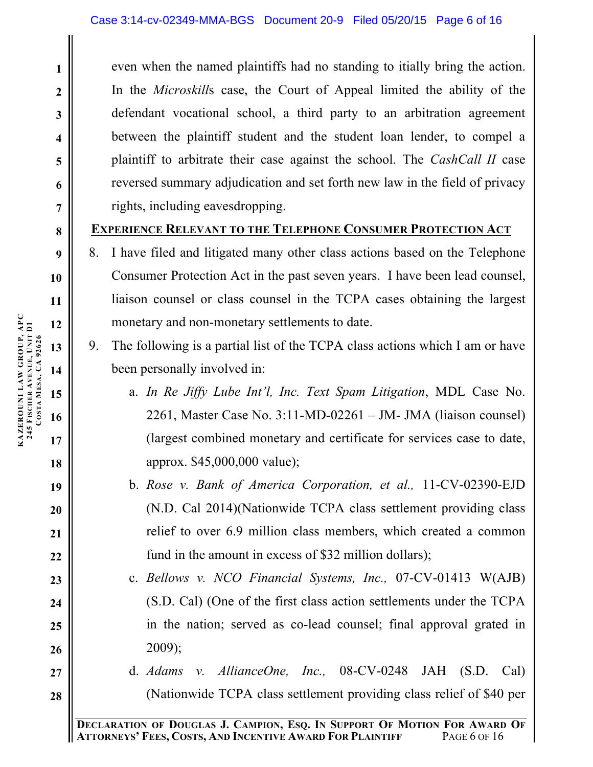even when the named plaintiffs had no standing to itially bring the action. In the *Microskill*s case, the Court of Appeal limited the ability of the defendant vocational school, a third party to an arbitration agreement between the plaintiff student and the student loan lender, to compel a plaintiff to arbitrate their case against the school. The *CashCall II* case reversed summary adjudication and set forth new law in the field of privacy rights, including eavesdropping.

**EXPERIENCE RELEVANT TO THE TELEPHONE CONSUMER PROTECTION ACT**

8. I have filed and litigated many other class actions based on the Telephone Consumer Protection Act in the past seven years. I have been lead counsel, liaison counsel or class counsel in the TCPA cases obtaining the largest monetary and non-monetary settlements to date.

9. The following is a partial list of the TCPA class actions which I am or have been personally involved in:

   a. *In Re Jiffy Lube Int'l, Inc. Text Spam Litigation*, MDL Case No. 2261, Master Case No. 3:11-MD-02261 – JM- JMA (liaison counsel) (largest combined monetary and certificate for services case to date, approx. $45,000,000 value);

   b. *Rose v. Bank of America Corporation, et al.,* 11-CV-02390-EJD (N.D. Cal 2014)(Nationwide TCPA class settlement providing class relief to over 6.9 million class members, which created a common fund in the amount in excess of $32 million dollars);

   c. *Bellows v. NCO Financial Systems, Inc.,* 07-CV-01413 W(AJB) (S.D. Cal) (One of the first class action settlements under the TCPA in the nation; served as co-lead counsel; final approval grated in 2009);

   d. *Adams v. AllianceOne, Inc.,* 08-CV-0248 JAH (S.D. Cal) (Nationwide TCPA class settlement providing class relief of $40 per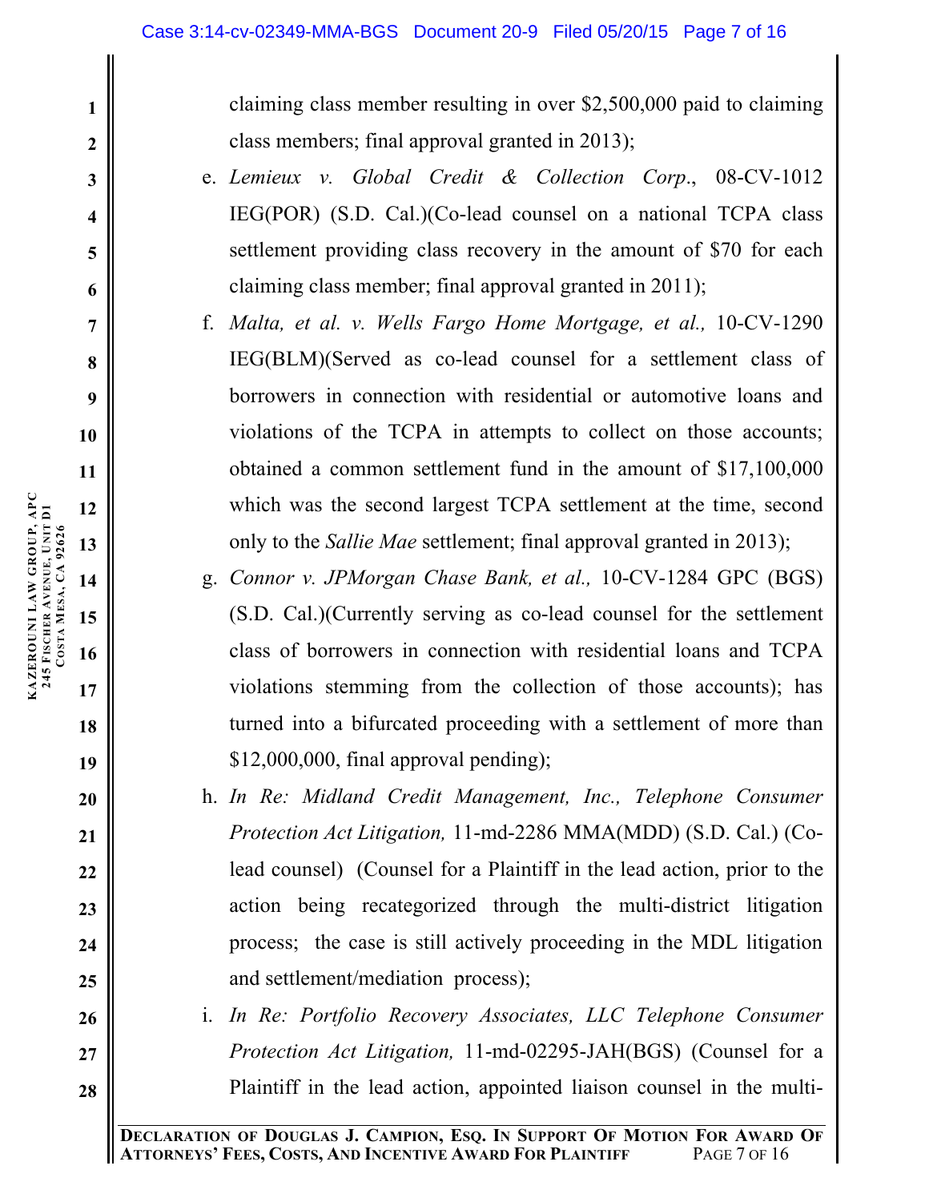claiming class member resulting in over $2,500,000 paid to claiming class members; final approval granted in 2013);

e. *Lemieux v. Global Credit & Collection Corp*., 08-CV-1012 IEG(POR) (S.D. Cal.)(Co-lead counsel on a national TCPA class settlement providing class recovery in the amount of $70 for each claiming class member; final approval granted in 2011);

f. *Malta, et al. v. Wells Fargo Home Mortgage, et al.,* 10-CV-1290 IEG(BLM)(Served as co-lead counsel for a settlement class of borrowers in connection with residential or automotive loans and violations of the TCPA in attempts to collect on those accounts; obtained a common settlement fund in the amount of $17,100,000 which was the second largest TCPA settlement at the time, second only to the *Sallie Mae* settlement; final approval granted in 2013);

g. *Connor v. JPMorgan Chase Bank, et al.,* 10-CV-1284 GPC (BGS) (S.D. Cal.)(Currently serving as co-lead counsel for the settlement class of borrowers in connection with residential loans and TCPA violations stemming from the collection of those accounts); has turned into a bifurcated proceeding with a settlement of more than $12,000,000, final approval pending);

h. *In Re: Midland Credit Management, Inc., Telephone Consumer Protection Act Litigation,* 11-md-2286 MMA(MDD) (S.D. Cal.) (Co-lead counsel) (Counsel for a Plaintiff in the lead action, prior to the action being recategorized through the multi-district litigation process; the case is still actively proceeding in the MDL litigation and settlement/mediation process);

i. *In Re: Portfolio Recovery Associates, LLC Telephone Consumer Protection Act Litigation,* 11-md-02295-JAH(BGS) (Counsel for a Plaintiff in the lead action, appointed liaison counsel in the multi-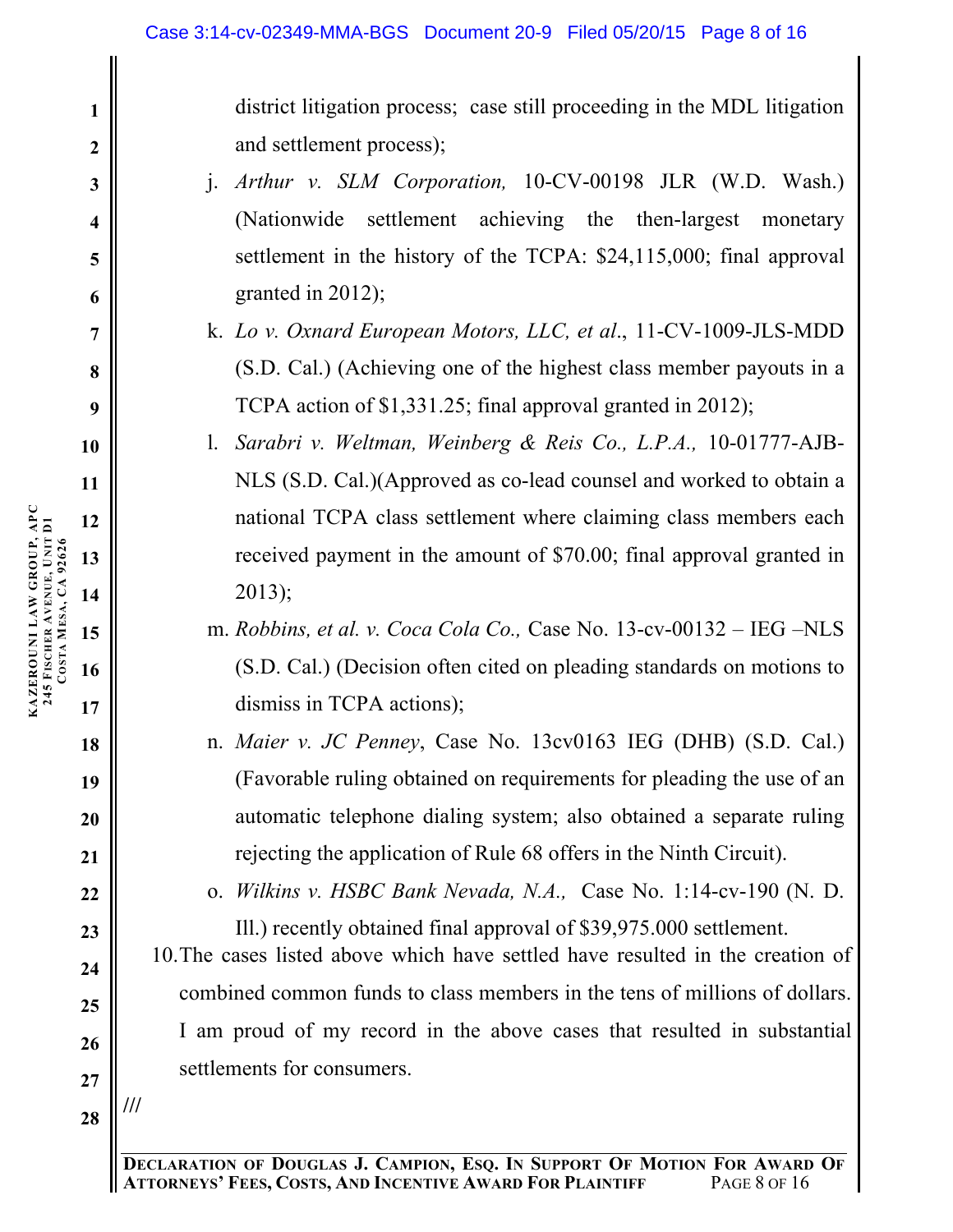district litigation process; case still proceeding in the MDL litigation and settlement process);

j. *Arthur v. SLM Corporation,* 10-CV-00198 JLR (W.D. Wash.) (Nationwide settlement achieving the then-largest monetary settlement in the history of the TCPA: $24,115,000; final approval granted in 2012);

k. *Lo v. Oxnard European Motors, LLC, et al*., 11-CV-1009-JLS-MDD (S.D. Cal.) (Achieving one of the highest class member payouts in a TCPA action of $1,331.25; final approval granted in 2012);

l. *Sarabri v. Weltman, Weinberg & Reis Co., L.P.A.,* 10-01777-AJB-NLS (S.D. Cal.)(Approved as co-lead counsel and worked to obtain a national TCPA class settlement where claiming class members each received payment in the amount of $70.00; final approval granted in 2013);

m. *Robbins, et al. v. Coca Cola Co.,* Case No. 13-cv-00132 – IEG –NLS (S.D. Cal.) (Decision often cited on pleading standards on motions to dismiss in TCPA actions);

n. *Maier v. JC Penney*, Case No. 13cv0163 IEG (DHB) (S.D. Cal.) (Favorable ruling obtained on requirements for pleading the use of an automatic telephone dialing system; also obtained a separate ruling rejecting the application of Rule 68 offers in the Ninth Circuit).

o. *Wilkins v. HSBC Bank Nevada, N.A.,* Case No. 1:14-cv-190 (N. D. Ill.) recently obtained final approval of $39,975.000 settlement.

10. The cases listed above which have settled have resulted in the creation of combined common funds to class members in the tens of millions of dollars. I am proud of my record in the above cases that resulted in substantial settlements for consumers.

///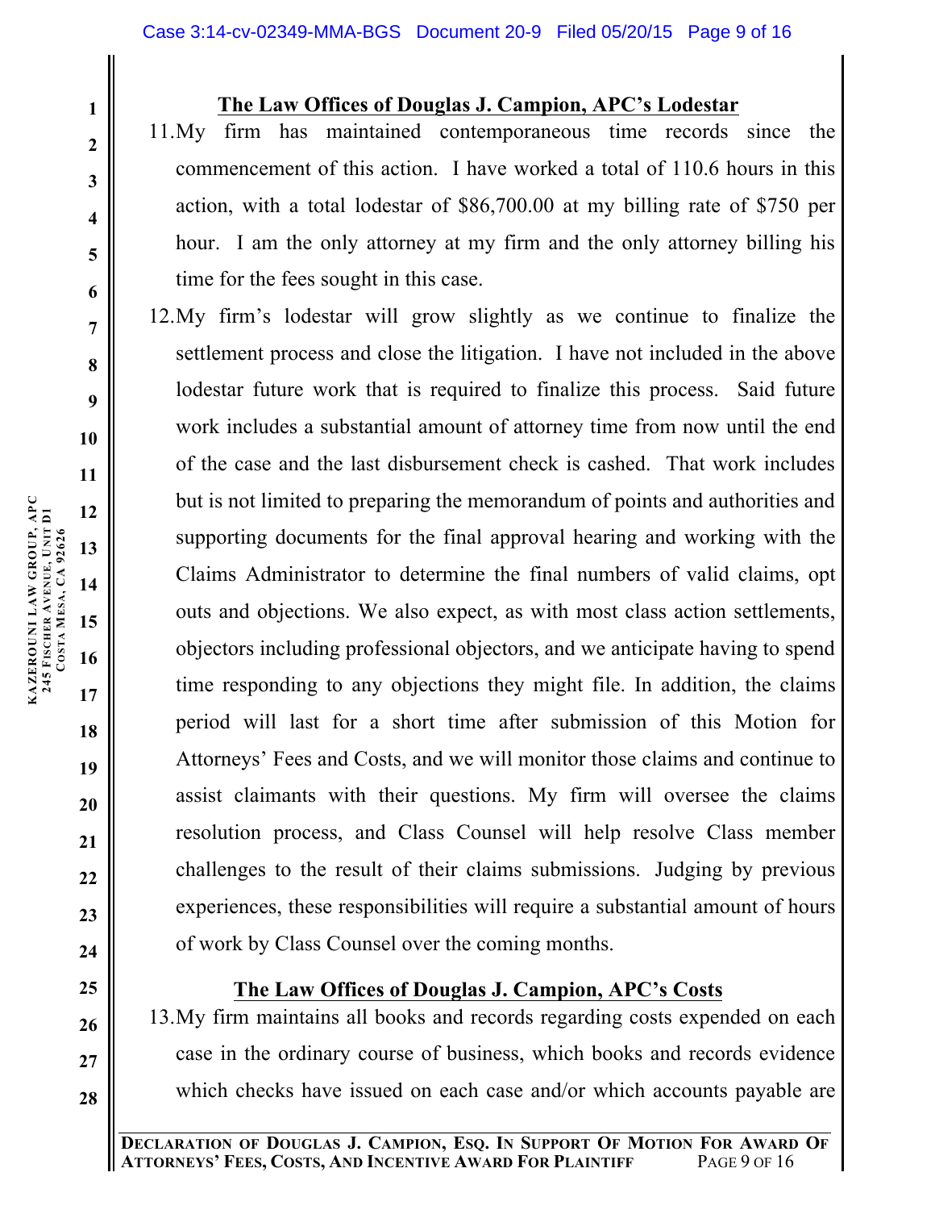**The Law Offices of Douglas J. Campion, APC's Lodestar**

11. My firm has maintained contemporaneous time records since the commencement of this action. I have worked a total of 110.6 hours in this action, with a total lodestar of $86,700.00 at my billing rate of $750 per hour. I am the only attorney at my firm and the only attorney billing his time for the fees sought in this case.

12. My firm's lodestar will grow slightly as we continue to finalize the settlement process and close the litigation. I have not included in the above lodestar future work that is required to finalize this process. Said future work includes a substantial amount of attorney time from now until the end of the case and the last disbursement check is cashed. That work includes but is not limited to preparing the memorandum of points and authorities and supporting documents for the final approval hearing and working with the Claims Administrator to determine the final numbers of valid claims, opt outs and objections. We also expect, as with most class action settlements, objectors including professional objectors, and we anticipate having to spend time responding to any objections they might file. In addition, the claims period will last for a short time after submission of this Motion for Attorneys' Fees and Costs, and we will monitor those claims and continue to assist claimants with their questions. My firm will oversee the claims resolution process, and Class Counsel will help resolve Class member challenges to the result of their claims submissions. Judging by previous experiences, these responsibilities will require a substantial amount of hours of work by Class Counsel over the coming months.

**The Law Offices of Douglas J. Campion, APC's Costs**

13. My firm maintains all books and records regarding costs expended on each case in the ordinary course of business, which books and records evidence which checks have issued on each case and/or which accounts payable are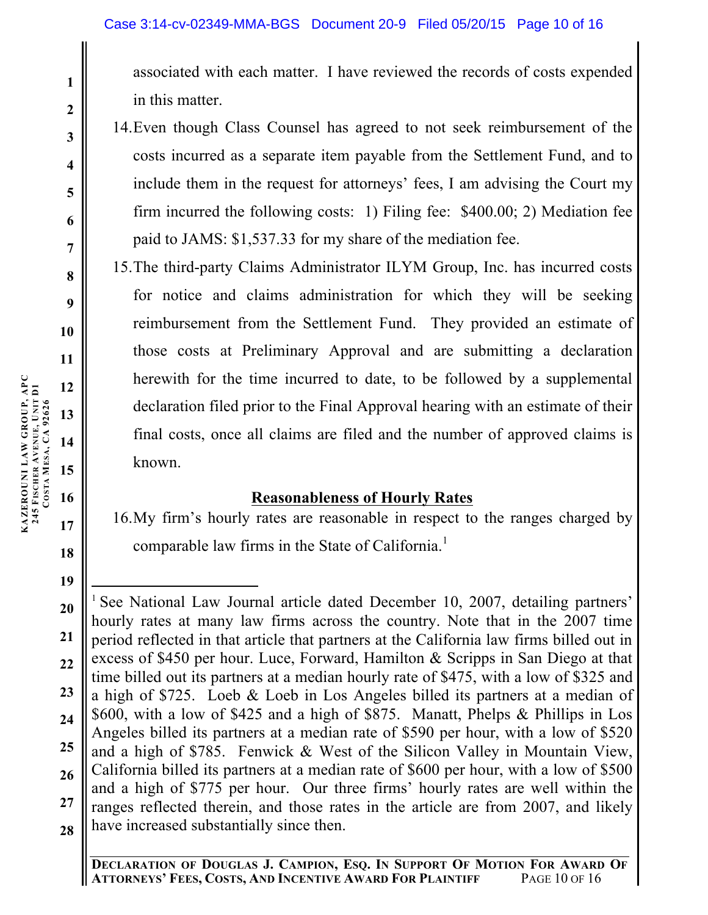associated with each matter. I have reviewed the records of costs expended in this matter.

14. Even though Class Counsel has agreed to not seek reimbursement of the costs incurred as a separate item payable from the Settlement Fund, and to include them in the request for attorneys' fees, I am advising the Court my firm incurred the following costs: 1) Filing fee: $400.00; 2) Mediation fee paid to JAMS: $1,537.33 for my share of the mediation fee.

15. The third-party Claims Administrator ILYM Group, Inc. has incurred costs for notice and claims administration for which they will be seeking reimbursement from the Settlement Fund. They provided an estimate of those costs at Preliminary Approval and are submitting a declaration herewith for the time incurred to date, to be followed by a supplemental declaration filed prior to the Final Approval hearing with an estimate of their final costs, once all claims are filed and the number of approved claims is known.

**<u>Reasonableness of Hourly Rates</u>**

16. My firm's hourly rates are reasonable in respect to the ranges charged by comparable law firms in the State of California.[1]

---

[1] See National Law Journal article dated December 10, 2007, detailing partners' hourly rates at many law firms across the country. Note that in the 2007 time period reflected in that article that partners at the California law firms billed out in excess of $450 per hour. Luce, Forward, Hamilton & Scripps in San Diego at that time billed out its partners at a median hourly rate of $475, with a low of $325 and a high of $725. Loeb & Loeb in Los Angeles billed its partners at a median of $600, with a low of $425 and a high of $875. Manatt, Phelps & Phillips in Los Angeles billed its partners at a median rate of $590 per hour, with a low of $520 and a high of $785. Fenwick & West of the Silicon Valley in Mountain View, California billed its partners at a median rate of $600 per hour, with a low of $500 and a high of $775 per hour. Our three firms' hourly rates are well within the ranges reflected therein, and those rates in the article are from 2007, and likely have increased substantially since then.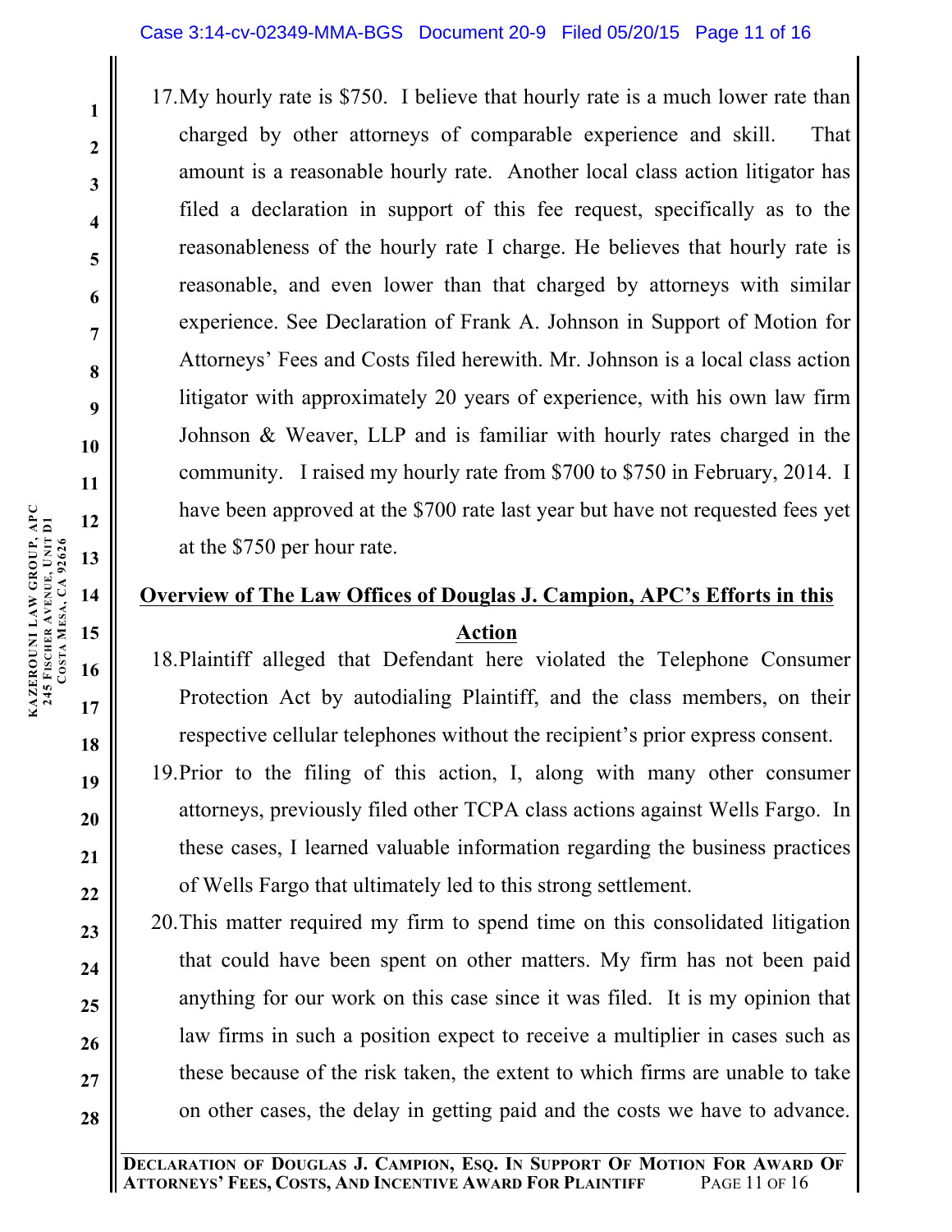17. My hourly rate is $750. I believe that hourly rate is a much lower rate than charged by other attorneys of comparable experience and skill. That amount is a reasonable hourly rate. Another local class action litigator has filed a declaration in support of this fee request, specifically as to the reasonableness of the hourly rate I charge. He believes that hourly rate is reasonable, and even lower than that charged by attorneys with similar experience. See Declaration of Frank A. Johnson in Support of Motion for Attorneys' Fees and Costs filed herewith. Mr. Johnson is a local class action litigator with approximately 20 years of experience, with his own law firm Johnson & Weaver, LLP and is familiar with hourly rates charged in the community. I raised my hourly rate from $700 to $750 in February, 2014. I have been approved at the $700 rate last year but have not requested fees yet at the $750 per hour rate.

**Overview of The Law Offices of Douglas J. Campion, APC's Efforts in this Action**

18. Plaintiff alleged that Defendant here violated the Telephone Consumer Protection Act by autodialing Plaintiff, and the class members, on their respective cellular telephones without the recipient's prior express consent.

19. Prior to the filing of this action, I, along with many other consumer attorneys, previously filed other TCPA class actions against Wells Fargo. In these cases, I learned valuable information regarding the business practices of Wells Fargo that ultimately led to this strong settlement.

20. This matter required my firm to spend time on this consolidated litigation that could have been spent on other matters. My firm has not been paid anything for our work on this case since it was filed. It is my opinion that law firms in such a position expect to receive a multiplier in cases such as these because of the risk taken, the extent to which firms are unable to take on other cases, the delay in getting paid and the costs we have to advance.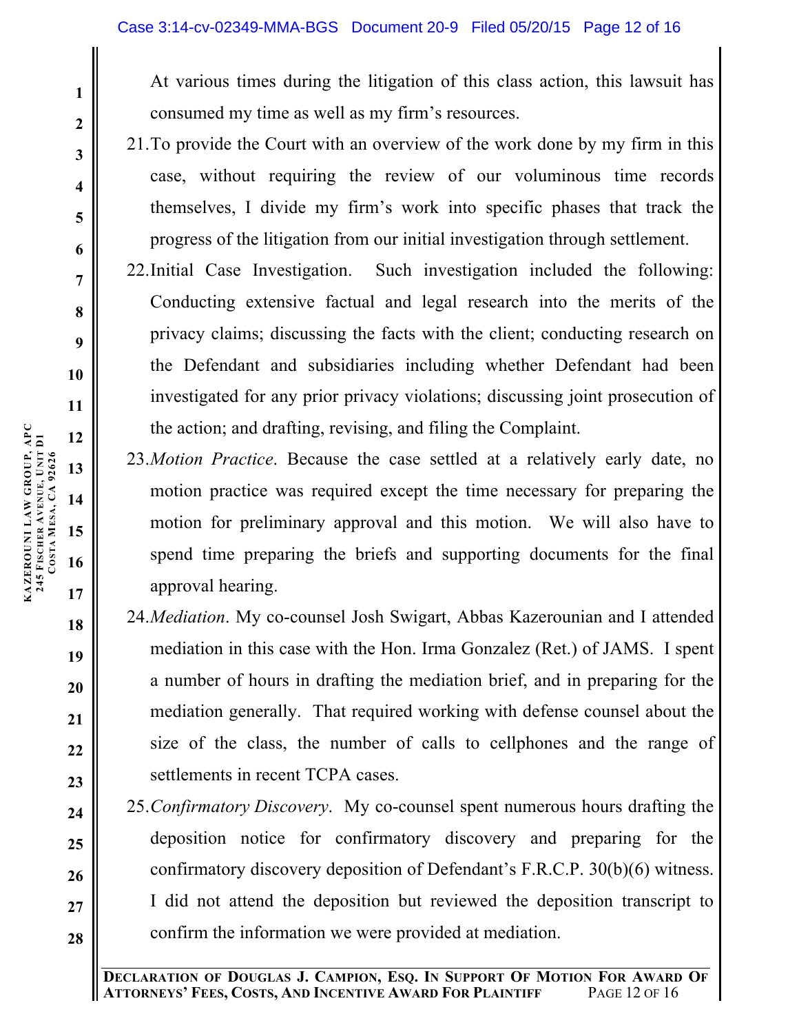At various times during the litigation of this class action, this lawsuit has consumed my time as well as my firm's resources.

21. To provide the Court with an overview of the work done by my firm in this case, without requiring the review of our voluminous time records themselves, I divide my firm's work into specific phases that track the progress of the litigation from our initial investigation through settlement.

22. Initial Case Investigation. Such investigation included the following: Conducting extensive factual and legal research into the merits of the privacy claims; discussing the facts with the client; conducting research on the Defendant and subsidiaries including whether Defendant had been investigated for any prior privacy violations; discussing joint prosecution of the action; and drafting, revising, and filing the Complaint.

23. *Motion Practice*. Because the case settled at a relatively early date, no motion practice was required except the time necessary for preparing the motion for preliminary approval and this motion. We will also have to spend time preparing the briefs and supporting documents for the final approval hearing.

24. *Mediation*. My co-counsel Josh Swigart, Abbas Kazerounian and I attended mediation in this case with the Hon. Irma Gonzalez (Ret.) of JAMS. I spent a number of hours in drafting the mediation brief, and in preparing for the mediation generally. That required working with defense counsel about the size of the class, the number of calls to cellphones and the range of settlements in recent TCPA cases.

25. *Confirmatory Discovery*. My co-counsel spent numerous hours drafting the deposition notice for confirmatory discovery and preparing for the confirmatory discovery deposition of Defendant's F.R.C.P. 30(b)(6) witness. I did not attend the deposition but reviewed the deposition transcript to confirm the information we were provided at mediation.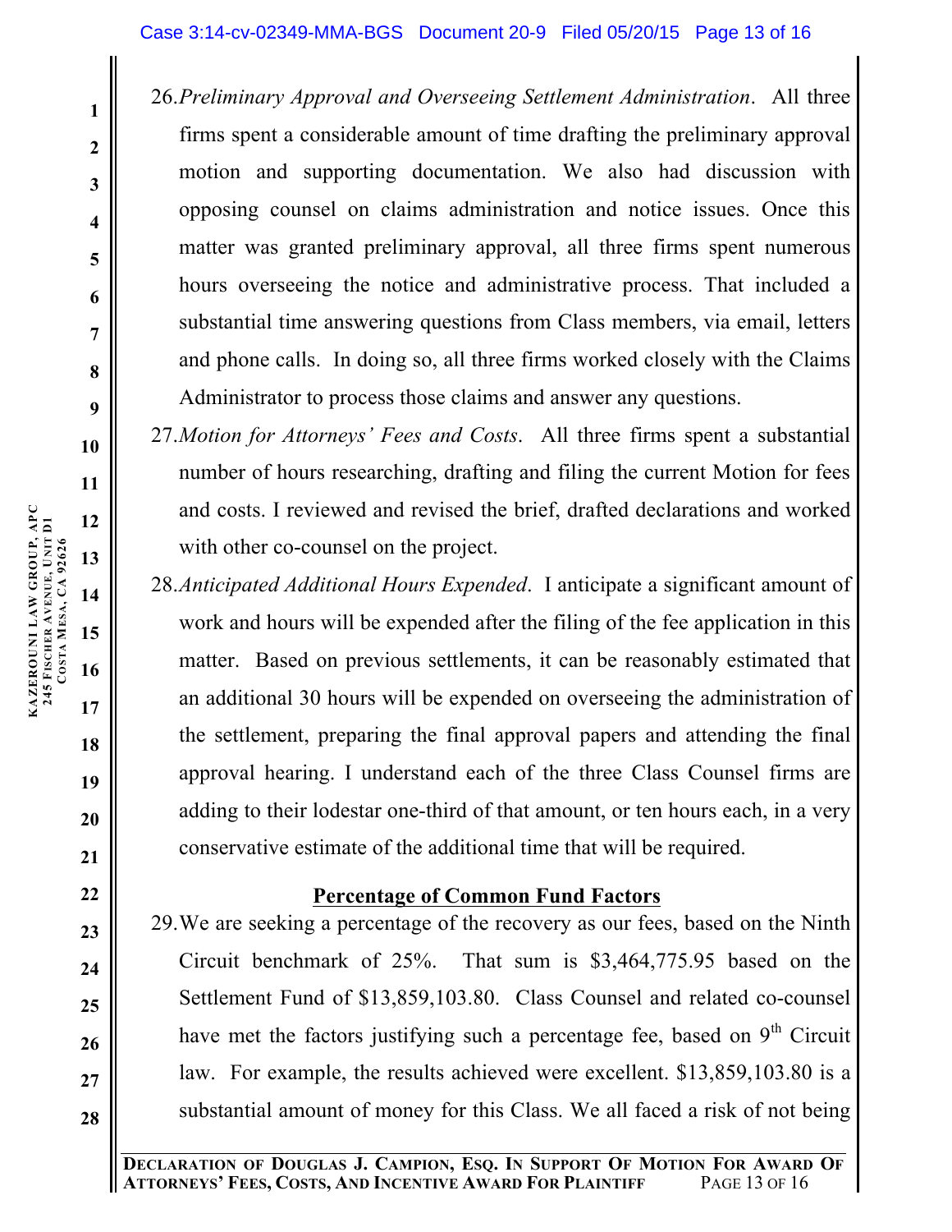26. *Preliminary Approval and Overseeing Settlement Administration*. All three firms spent a considerable amount of time drafting the preliminary approval motion and supporting documentation. We also had discussion with opposing counsel on claims administration and notice issues. Once this matter was granted preliminary approval, all three firms spent numerous hours overseeing the notice and administrative process. That included a substantial time answering questions from Class members, via email, letters and phone calls. In doing so, all three firms worked closely with the Claims Administrator to process those claims and answer any questions.

27. *Motion for Attorneys' Fees and Costs*. All three firms spent a substantial number of hours researching, drafting and filing the current Motion for fees and costs. I reviewed and revised the brief, drafted declarations and worked with other co-counsel on the project.

28. *Anticipated Additional Hours Expended*. I anticipate a significant amount of work and hours will be expended after the filing of the fee application in this matter. Based on previous settlements, it can be reasonably estimated that an additional 30 hours will be expended on overseeing the administration of the settlement, preparing the final approval papers and attending the final approval hearing. I understand each of the three Class Counsel firms are adding to their lodestar one-third of that amount, or ten hours each, in a very conservative estimate of the additional time that will be required.

**Percentage of Common Fund Factors**

29. We are seeking a percentage of the recovery as our fees, based on the Ninth Circuit benchmark of 25%. That sum is $3,464,775.95 based on the Settlement Fund of $13,859,103.80. Class Counsel and related co-counsel have met the factors justifying such a percentage fee, based on 9th Circuit law. For example, the results achieved were excellent. $13,859,103.80 is a substantial amount of money for this Class. We all faced a risk of not being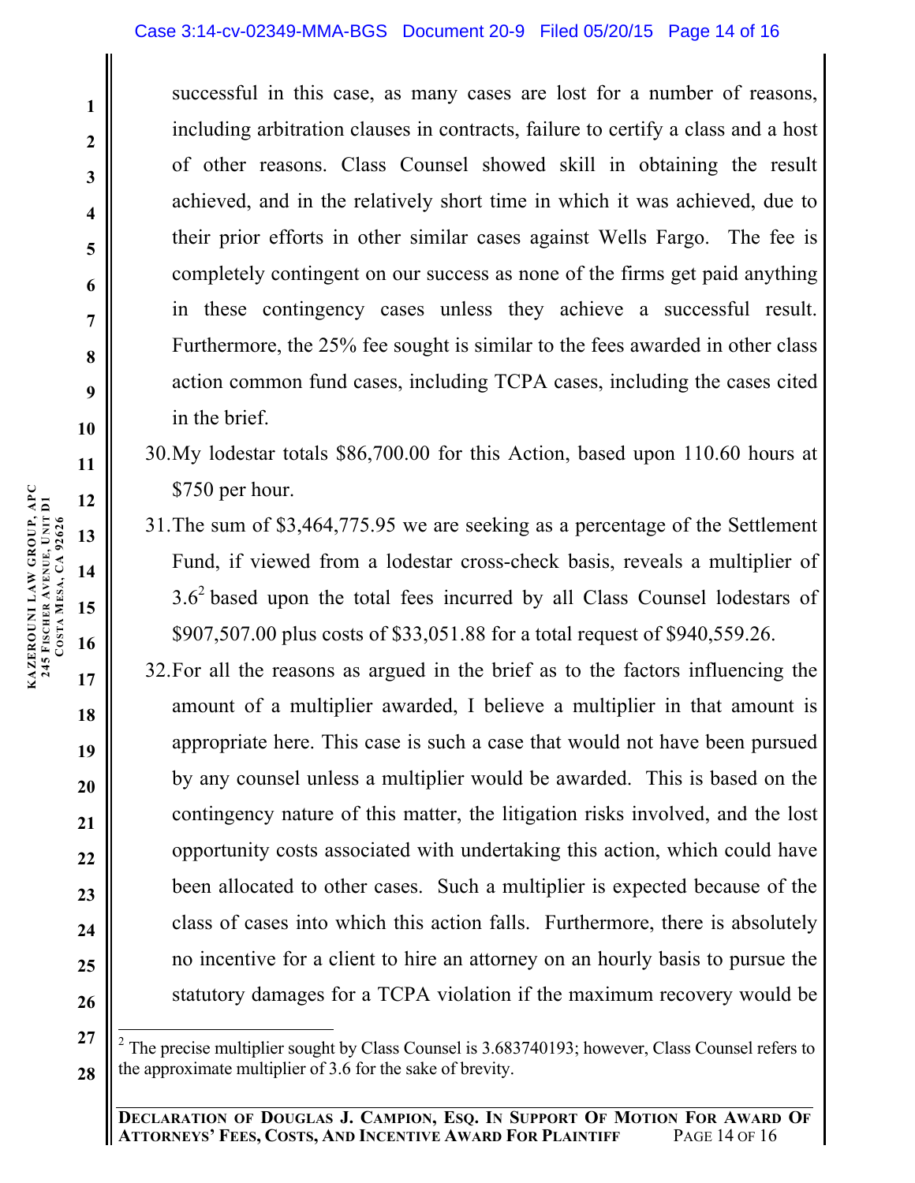successful in this case, as many cases are lost for a number of reasons, including arbitration clauses in contracts, failure to certify a class and a host of other reasons. Class Counsel showed skill in obtaining the result achieved, and in the relatively short time in which it was achieved, due to their prior efforts in other similar cases against Wells Fargo. The fee is completely contingent on our success as none of the firms get paid anything in these contingency cases unless they achieve a successful result. Furthermore, the 25% fee sought is similar to the fees awarded in other class action common fund cases, including TCPA cases, including the cases cited in the brief.

30. My lodestar totals $86,700.00 for this Action, based upon 110.60 hours at $750 per hour.

31. The sum of $3,464,775.95 we are seeking as a percentage of the Settlement Fund, if viewed from a lodestar cross-check basis, reveals a multiplier of 3.6[2] based upon the total fees incurred by all Class Counsel lodestars of $907,507.00 plus costs of $33,051.88 for a total request of $940,559.26.

32. For all the reasons as argued in the brief as to the factors influencing the amount of a multiplier awarded, I believe a multiplier in that amount is appropriate here. This case is such a case that would not have been pursued by any counsel unless a multiplier would be awarded. This is based on the contingency nature of this matter, the litigation risks involved, and the lost opportunity costs associated with undertaking this action, which could have been allocated to other cases. Such a multiplier is expected because of the class of cases into which this action falls. Furthermore, there is absolutely no incentive for a client to hire an attorney on an hourly basis to pursue the statutory damages for a TCPA violation if the maximum recovery would be

[2] The precise multiplier sought by Class Counsel is 3.683740193; however, Class Counsel refers to the approximate multiplier of 3.6 for the sake of brevity.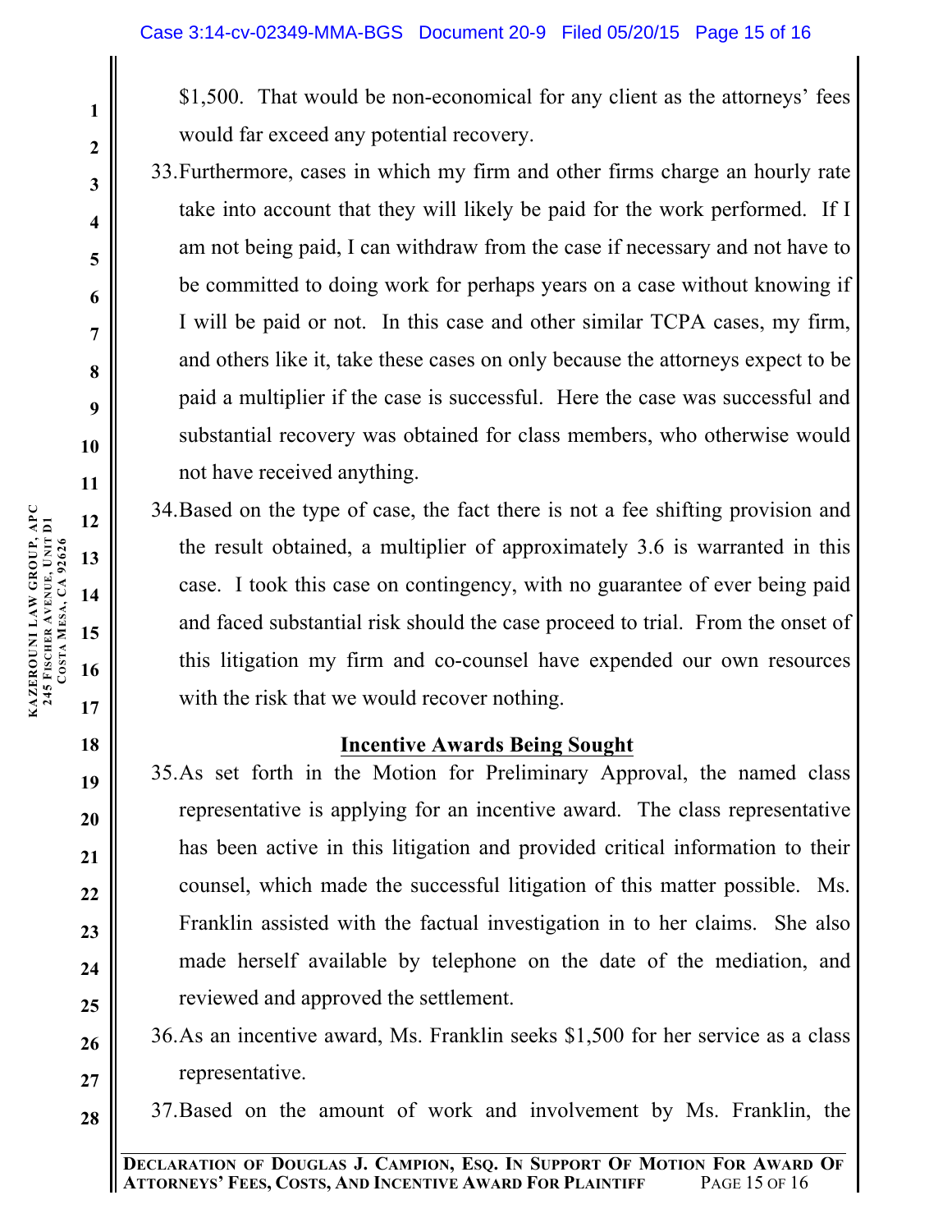$1,500. That would be non-economical for any client as the attorneys' fees would far exceed any potential recovery.

33. Furthermore, cases in which my firm and other firms charge an hourly rate take into account that they will likely be paid for the work performed. If I am not being paid, I can withdraw from the case if necessary and not have to be committed to doing work for perhaps years on a case without knowing if I will be paid or not. In this case and other similar TCPA cases, my firm, and others like it, take these cases on only because the attorneys expect to be paid a multiplier if the case is successful. Here the case was successful and substantial recovery was obtained for class members, who otherwise would not have received anything.

34. Based on the type of case, the fact there is not a fee shifting provision and the result obtained, a multiplier of approximately 3.6 is warranted in this case. I took this case on contingency, with no guarantee of ever being paid and faced substantial risk should the case proceed to trial. From the onset of this litigation my firm and co-counsel have expended our own resources with the risk that we would recover nothing.

**Incentive Awards Being Sought**

35. As set forth in the Motion for Preliminary Approval, the named class representative is applying for an incentive award. The class representative has been active in this litigation and provided critical information to their counsel, which made the successful litigation of this matter possible. Ms. Franklin assisted with the factual investigation in to her claims. She also made herself available by telephone on the date of the mediation, and reviewed and approved the settlement.

36. As an incentive award, Ms. Franklin seeks $1,500 for her service as a class representative.

37. Based on the amount of work and involvement by Ms. Franklin, the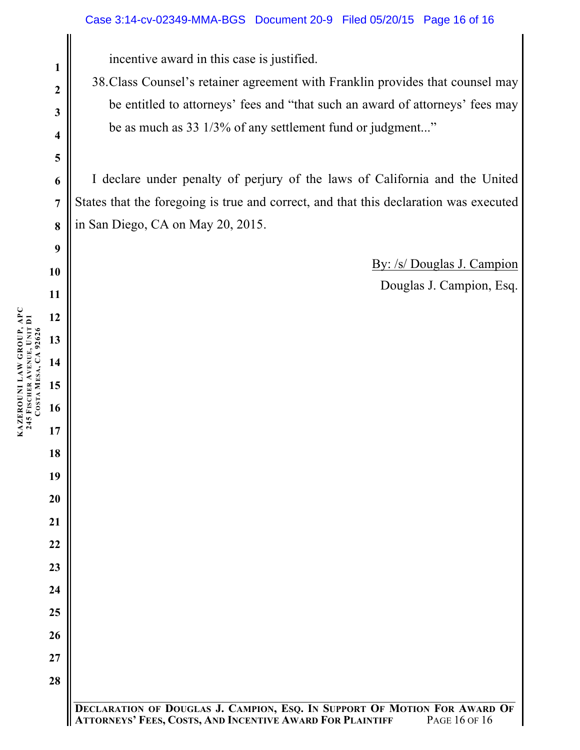incentive award in this case is justified.

38. Class Counsel's retainer agreement with Franklin provides that counsel may be entitled to attorneys' fees and "that such an award of attorneys' fees may be as much as 33 1/3% of any settlement fund or judgment..."

I declare under penalty of perjury of the laws of California and the United States that the foregoing is true and correct, and that this declaration was executed in San Diego, CA on May 20, 2015.

By: /s/ Douglas J. Campion
Douglas J. Campion, Esq.